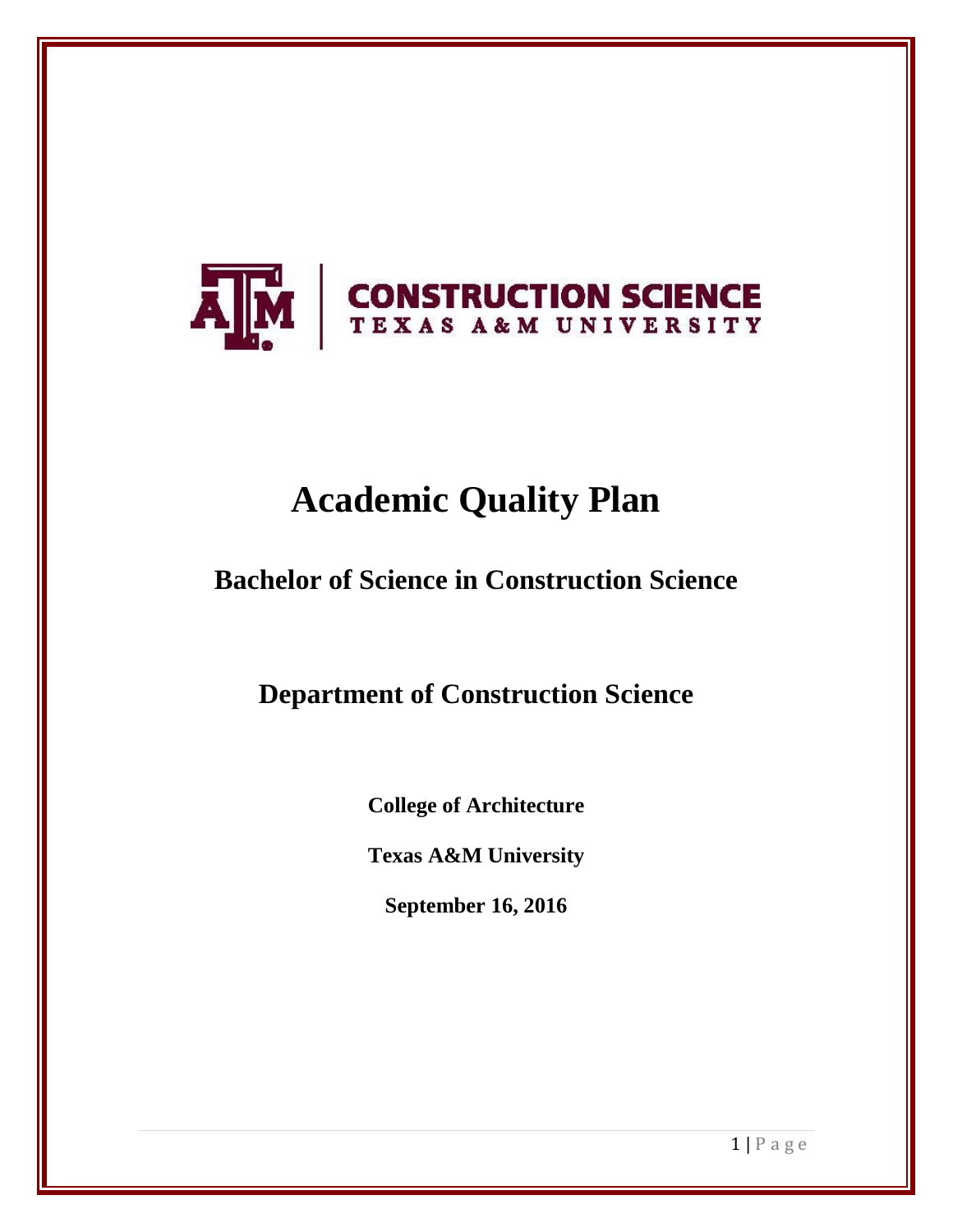CONSTRUCTION SCIENCE
TEXAS A&M UNIVERSITY

# Academic Quality Plan

## Bachelor of Science in Construction Science

## Department of Construction Science

**College of Architecture**

**Texas A&M University**

**September 16, 2016**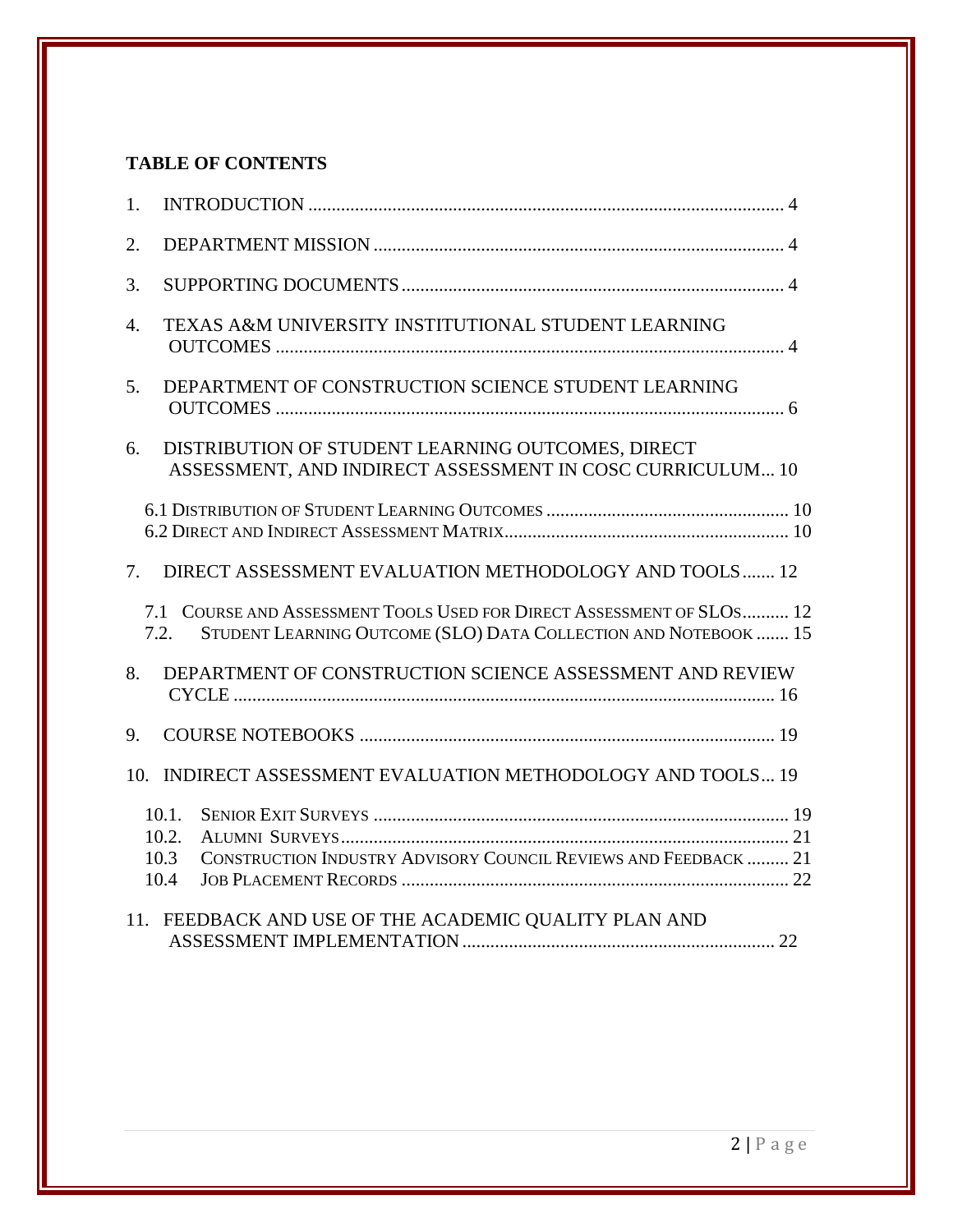**TABLE OF CONTENTS**

1. INTRODUCTION ..................... 4
2. DEPARTMENT MISSION ..................... 4
3. SUPPORTING DOCUMENTS ..................... 4
4. TEXAS A&M UNIVERSITY INSTITUTIONAL STUDENT LEARNING OUTCOMES ..................... 4
5. DEPARTMENT OF CONSTRUCTION SCIENCE STUDENT LEARNING OUTCOMES ..................... 6
6. DISTRIBUTION OF STUDENT LEARNING OUTCOMES, DIRECT ASSESSMENT, AND INDIRECT ASSESSMENT IN COSC CURRICULUM... 10
   - 6.1 DISTRIBUTION OF STUDENT LEARNING OUTCOMES ..................... 10
   - 6.2 DIRECT AND INDIRECT ASSESSMENT MATRIX ..................... 10
7. DIRECT ASSESSMENT EVALUATION METHODOLOGY AND TOOLS ....... 12
   - 7.1 COURSE AND ASSESSMENT TOOLS USED FOR DIRECT ASSESSMENT OF SLOS.......... 12
   - 7.2. STUDENT LEARNING OUTCOME (SLO) DATA COLLECTION AND NOTEBOOK ....... 15
8. DEPARTMENT OF CONSTRUCTION SCIENCE ASSESSMENT AND REVIEW CYCLE ..................... 16
9. COURSE NOTEBOOKS ..................... 19
10. INDIRECT ASSESSMENT EVALUATION METHODOLOGY AND TOOLS... 19
    - 10.1. SENIOR EXIT SURVEYS ..................... 19
    - 10.2. ALUMNI SURVEYS ..................... 21
    - 10.3 CONSTRUCTION INDUSTRY ADVISORY COUNCIL REVIEWS AND FEEDBACK ......... 21
    - 10.4 JOB PLACEMENT RECORDS ..................... 22
11. FEEDBACK AND USE OF THE ACADEMIC QUALITY PLAN AND ASSESSMENT IMPLEMENTATION ..................... 22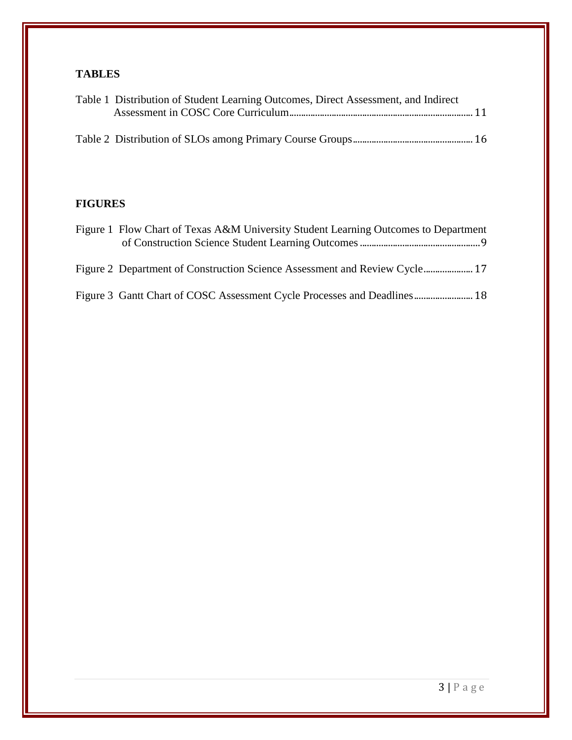## TABLES

Table 1 Distribution of Student Learning Outcomes, Direct Assessment, and Indirect Assessment in COSC Core Curriculum ........ 11

Table 2 Distribution of SLOs among Primary Course Groups ........ 16

## FIGURES

Figure 1 Flow Chart of Texas A&M University Student Learning Outcomes to Department of Construction Science Student Learning Outcomes ........ 9

Figure 2 Department of Construction Science Assessment and Review Cycle ........ 17

Figure 3 Gantt Chart of COSC Assessment Cycle Processes and Deadlines ........ 18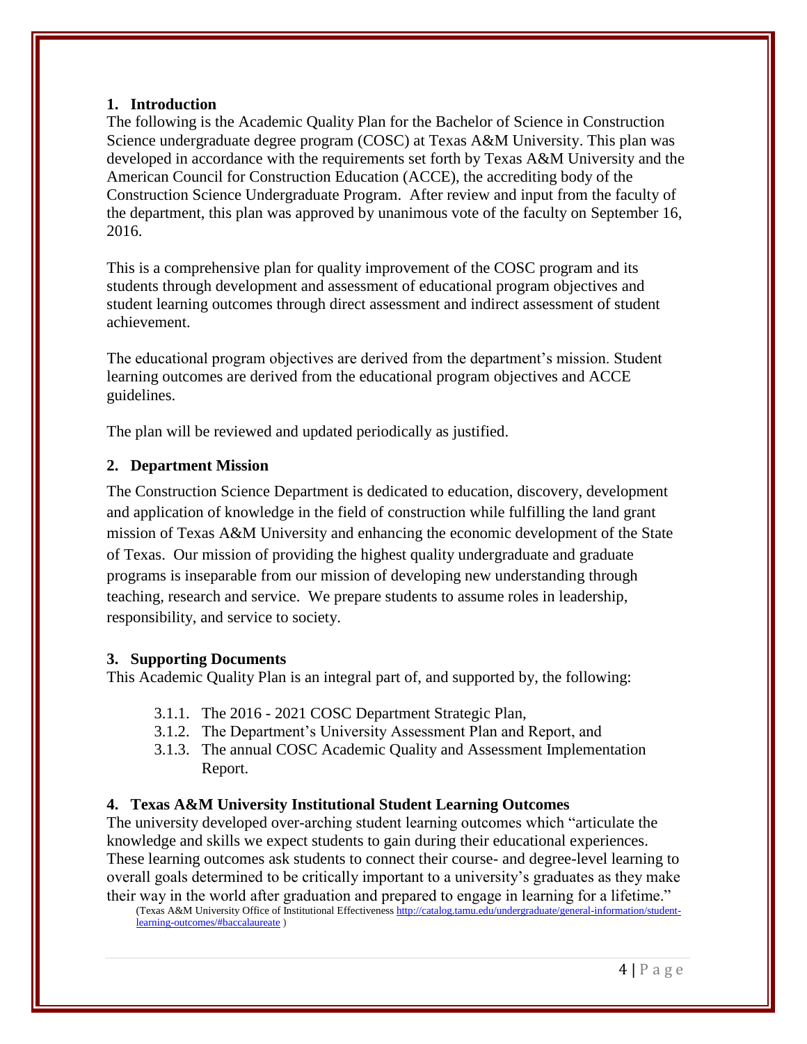## 1. Introduction

The following is the Academic Quality Plan for the Bachelor of Science in Construction Science undergraduate degree program (COSC) at Texas A&M University. This plan was developed in accordance with the requirements set forth by Texas A&M University and the American Council for Construction Education (ACCE), the accrediting body of the Construction Science Undergraduate Program. After review and input from the faculty of the department, this plan was approved by unanimous vote of the faculty on September 16, 2016.

This is a comprehensive plan for quality improvement of the COSC program and its students through development and assessment of educational program objectives and student learning outcomes through direct assessment and indirect assessment of student achievement.

The educational program objectives are derived from the department's mission. Student learning outcomes are derived from the educational program objectives and ACCE guidelines.

The plan will be reviewed and updated periodically as justified.

## 2. Department Mission

The Construction Science Department is dedicated to education, discovery, development and application of knowledge in the field of construction while fulfilling the land grant mission of Texas A&M University and enhancing the economic development of the State of Texas. Our mission of providing the highest quality undergraduate and graduate programs is inseparable from our mission of developing new understanding through teaching, research and service. We prepare students to assume roles in leadership, responsibility, and service to society.

## 3. Supporting Documents

This Academic Quality Plan is an integral part of, and supported by, the following:

- 3.1.1. The 2016 - 2021 COSC Department Strategic Plan,
- 3.1.2. The Department's University Assessment Plan and Report, and
- 3.1.3. The annual COSC Academic Quality and Assessment Implementation Report.

## 4. Texas A&M University Institutional Student Learning Outcomes

The university developed over-arching student learning outcomes which "articulate the knowledge and skills we expect students to gain during their educational experiences. These learning outcomes ask students to connect their course- and degree-level learning to overall goals determined to be critically important to a university's graduates as they make their way in the world after graduation and prepared to engage in learning for a lifetime."

(Texas A&M University Office of Institutional Effectiveness http://catalog.tamu.edu/undergraduate/general-information/student-learning-outcomes/#baccalaureate )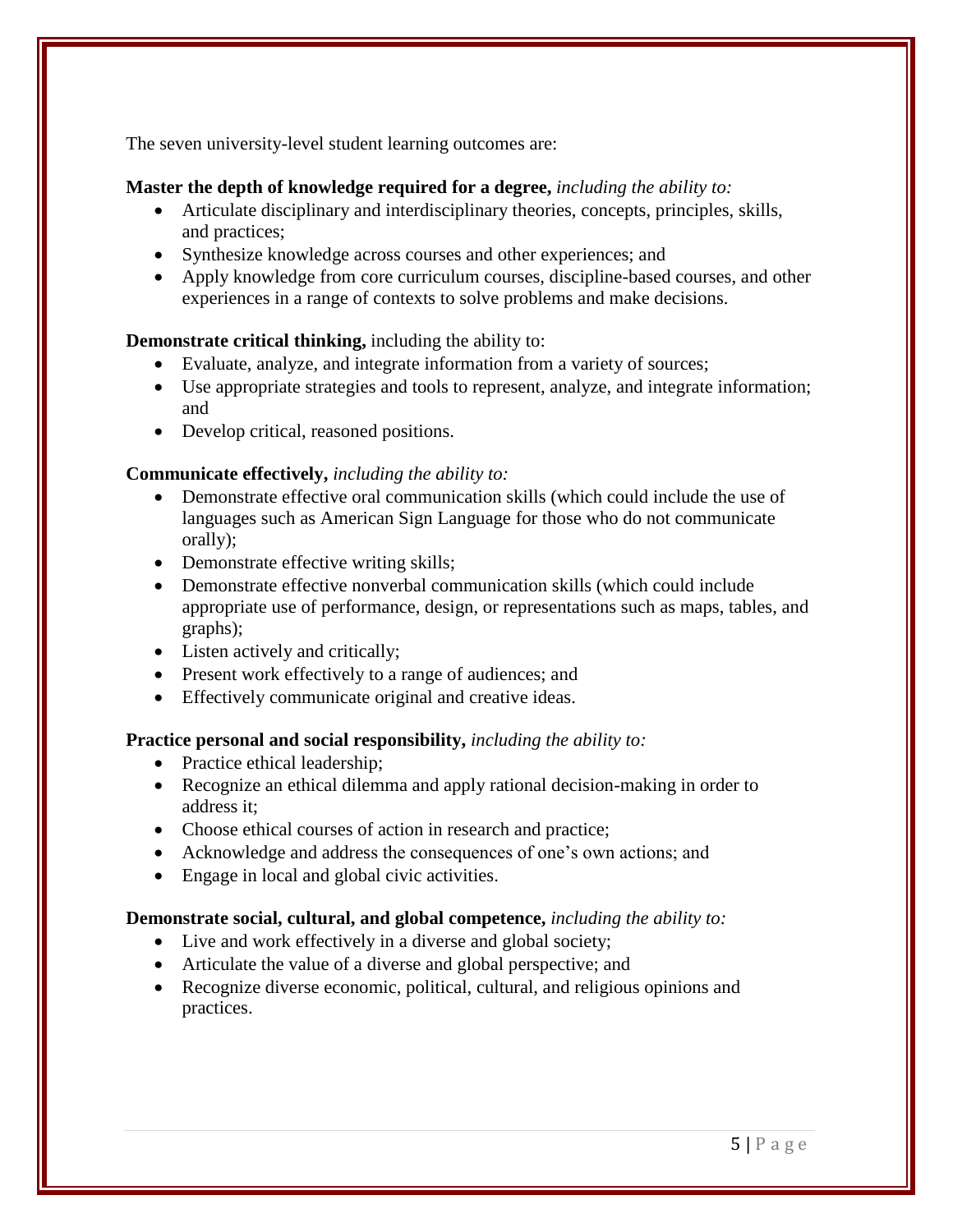The seven university-level student learning outcomes are:

**Master the depth of knowledge required for a degree,** *including the ability to:*

- Articulate disciplinary and interdisciplinary theories, concepts, principles, skills, and practices;
- Synthesize knowledge across courses and other experiences; and
- Apply knowledge from core curriculum courses, discipline-based courses, and other experiences in a range of contexts to solve problems and make decisions.

**Demonstrate critical thinking,** including the ability to:

- Evaluate, analyze, and integrate information from a variety of sources;
- Use appropriate strategies and tools to represent, analyze, and integrate information; and
- Develop critical, reasoned positions.

**Communicate effectively,** *including the ability to:*

- Demonstrate effective oral communication skills (which could include the use of languages such as American Sign Language for those who do not communicate orally);
- Demonstrate effective writing skills;
- Demonstrate effective nonverbal communication skills (which could include appropriate use of performance, design, or representations such as maps, tables, and graphs);
- Listen actively and critically;
- Present work effectively to a range of audiences; and
- Effectively communicate original and creative ideas.

**Practice personal and social responsibility,** *including the ability to:*

- Practice ethical leadership;
- Recognize an ethical dilemma and apply rational decision-making in order to address it;
- Choose ethical courses of action in research and practice;
- Acknowledge and address the consequences of one's own actions; and
- Engage in local and global civic activities.

**Demonstrate social, cultural, and global competence,** *including the ability to:*

- Live and work effectively in a diverse and global society;
- Articulate the value of a diverse and global perspective; and
- Recognize diverse economic, political, cultural, and religious opinions and practices.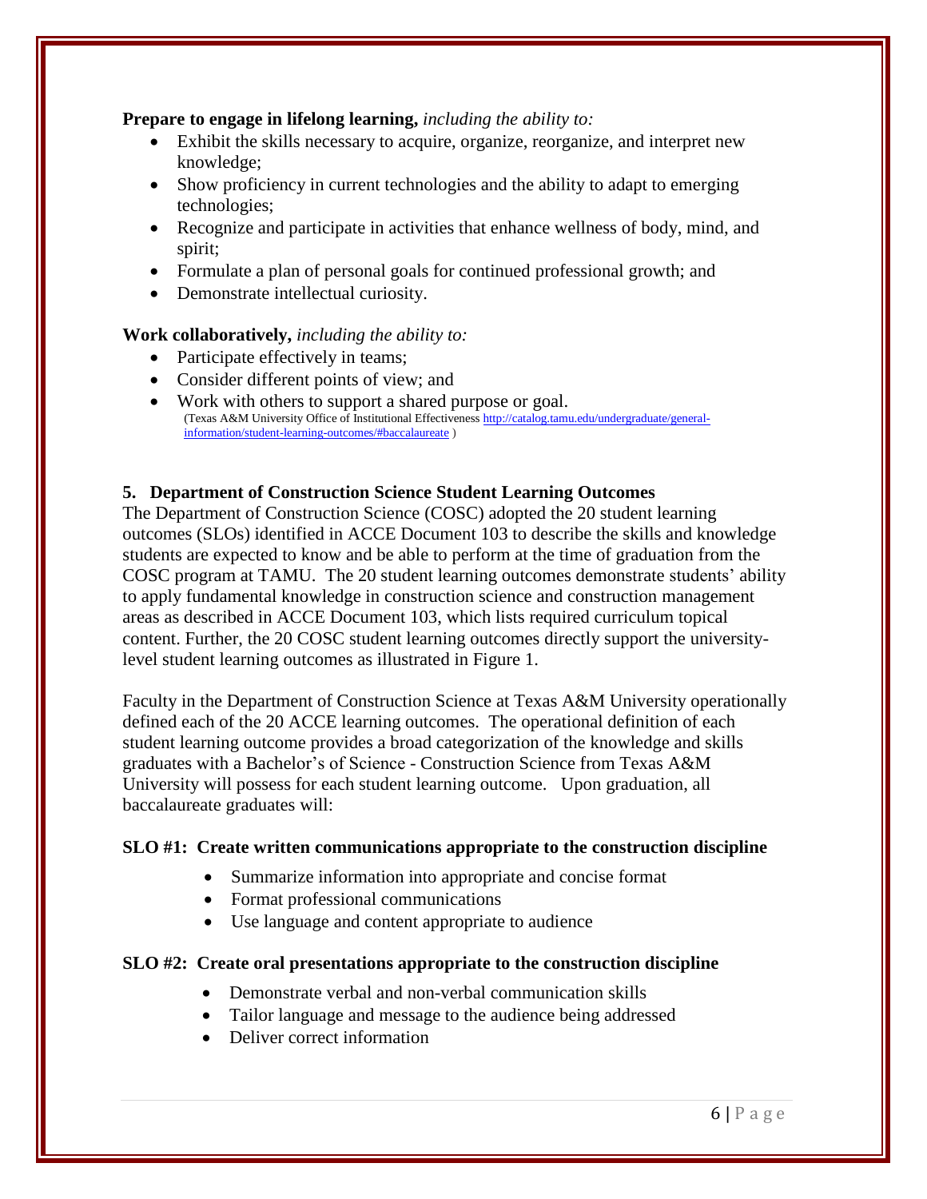**Prepare to engage in lifelong learning,** *including the ability to:*

- Exhibit the skills necessary to acquire, organize, reorganize, and interpret new knowledge;
- Show proficiency in current technologies and the ability to adapt to emerging technologies;
- Recognize and participate in activities that enhance wellness of body, mind, and spirit;
- Formulate a plan of personal goals for continued professional growth; and
- Demonstrate intellectual curiosity.

**Work collaboratively,** *including the ability to:*

- Participate effectively in teams;
- Consider different points of view; and
- Work with others to support a shared purpose or goal.
  (Texas A&M University Office of Institutional Effectiveness [http://catalog.tamu.edu/undergraduate/general-information/student-learning-outcomes/#baccalaureate](http://catalog.tamu.edu/undergraduate/general-information/student-learning-outcomes/#baccalaureate) )

## 5. Department of Construction Science Student Learning Outcomes

The Department of Construction Science (COSC) adopted the 20 student learning outcomes (SLOs) identified in ACCE Document 103 to describe the skills and knowledge students are expected to know and be able to perform at the time of graduation from the COSC program at TAMU. The 20 student learning outcomes demonstrate students' ability to apply fundamental knowledge in construction science and construction management areas as described in ACCE Document 103, which lists required curriculum topical content. Further, the 20 COSC student learning outcomes directly support the university-level student learning outcomes as illustrated in Figure 1.

Faculty in the Department of Construction Science at Texas A&M University operationally defined each of the 20 ACCE learning outcomes. The operational definition of each student learning outcome provides a broad categorization of the knowledge and skills graduates with a Bachelor's of Science - Construction Science from Texas A&M University will possess for each student learning outcome. Upon graduation, all baccalaureate graduates will:

**SLO #1: Create written communications appropriate to the construction discipline**

- Summarize information into appropriate and concise format
- Format professional communications
- Use language and content appropriate to audience

**SLO #2: Create oral presentations appropriate to the construction discipline**

- Demonstrate verbal and non-verbal communication skills
- Tailor language and message to the audience being addressed
- Deliver correct information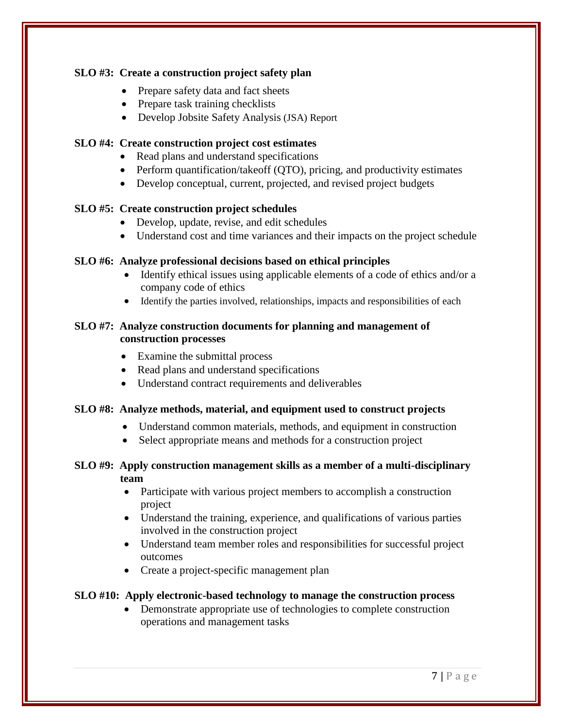**SLO #3: Create a construction project safety plan**

- Prepare safety data and fact sheets
- Prepare task training checklists
- Develop Jobsite Safety Analysis (JSA) Report

**SLO #4: Create construction project cost estimates**

- Read plans and understand specifications
- Perform quantification/takeoff (QTO), pricing, and productivity estimates
- Develop conceptual, current, projected, and revised project budgets

**SLO #5: Create construction project schedules**

- Develop, update, revise, and edit schedules
- Understand cost and time variances and their impacts on the project schedule

**SLO #6: Analyze professional decisions based on ethical principles**

- Identify ethical issues using applicable elements of a code of ethics and/or a company code of ethics
- Identify the parties involved, relationships, impacts and responsibilities of each

**SLO #7: Analyze construction documents for planning and management of construction processes**

- Examine the submittal process
- Read plans and understand specifications
- Understand contract requirements and deliverables

**SLO #8: Analyze methods, material, and equipment used to construct projects**

- Understand common materials, methods, and equipment in construction
- Select appropriate means and methods for a construction project

**SLO #9: Apply construction management skills as a member of a multi-disciplinary team**

- Participate with various project members to accomplish a construction project
- Understand the training, experience, and qualifications of various parties involved in the construction project
- Understand team member roles and responsibilities for successful project outcomes
- Create a project-specific management plan

**SLO #10: Apply electronic-based technology to manage the construction process**

- Demonstrate appropriate use of technologies to complete construction operations and management tasks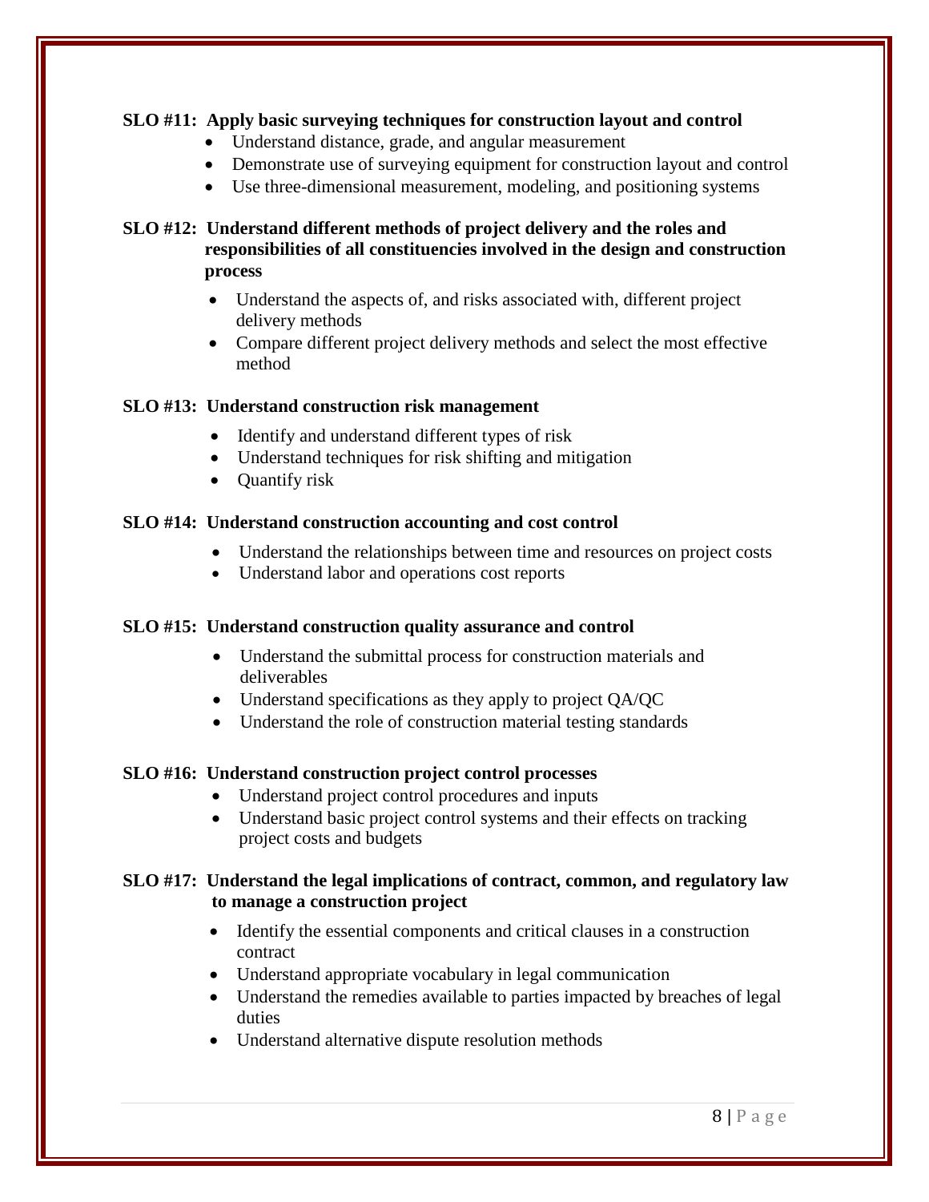**SLO #11: Apply basic surveying techniques for construction layout and control**

- Understand distance, grade, and angular measurement
- Demonstrate use of surveying equipment for construction layout and control
- Use three-dimensional measurement, modeling, and positioning systems

**SLO #12: Understand different methods of project delivery and the roles and responsibilities of all constituencies involved in the design and construction process**

- Understand the aspects of, and risks associated with, different project delivery methods
- Compare different project delivery methods and select the most effective method

**SLO #13: Understand construction risk management**

- Identify and understand different types of risk
- Understand techniques for risk shifting and mitigation
- Quantify risk

**SLO #14: Understand construction accounting and cost control**

- Understand the relationships between time and resources on project costs
- Understand labor and operations cost reports

**SLO #15: Understand construction quality assurance and control**

- Understand the submittal process for construction materials and deliverables
- Understand specifications as they apply to project QA/QC
- Understand the role of construction material testing standards

**SLO #16: Understand construction project control processes**

- Understand project control procedures and inputs
- Understand basic project control systems and their effects on tracking project costs and budgets

**SLO #17: Understand the legal implications of contract, common, and regulatory law to manage a construction project**

- Identify the essential components and critical clauses in a construction contract
- Understand appropriate vocabulary in legal communication
- Understand the remedies available to parties impacted by breaches of legal duties
- Understand alternative dispute resolution methods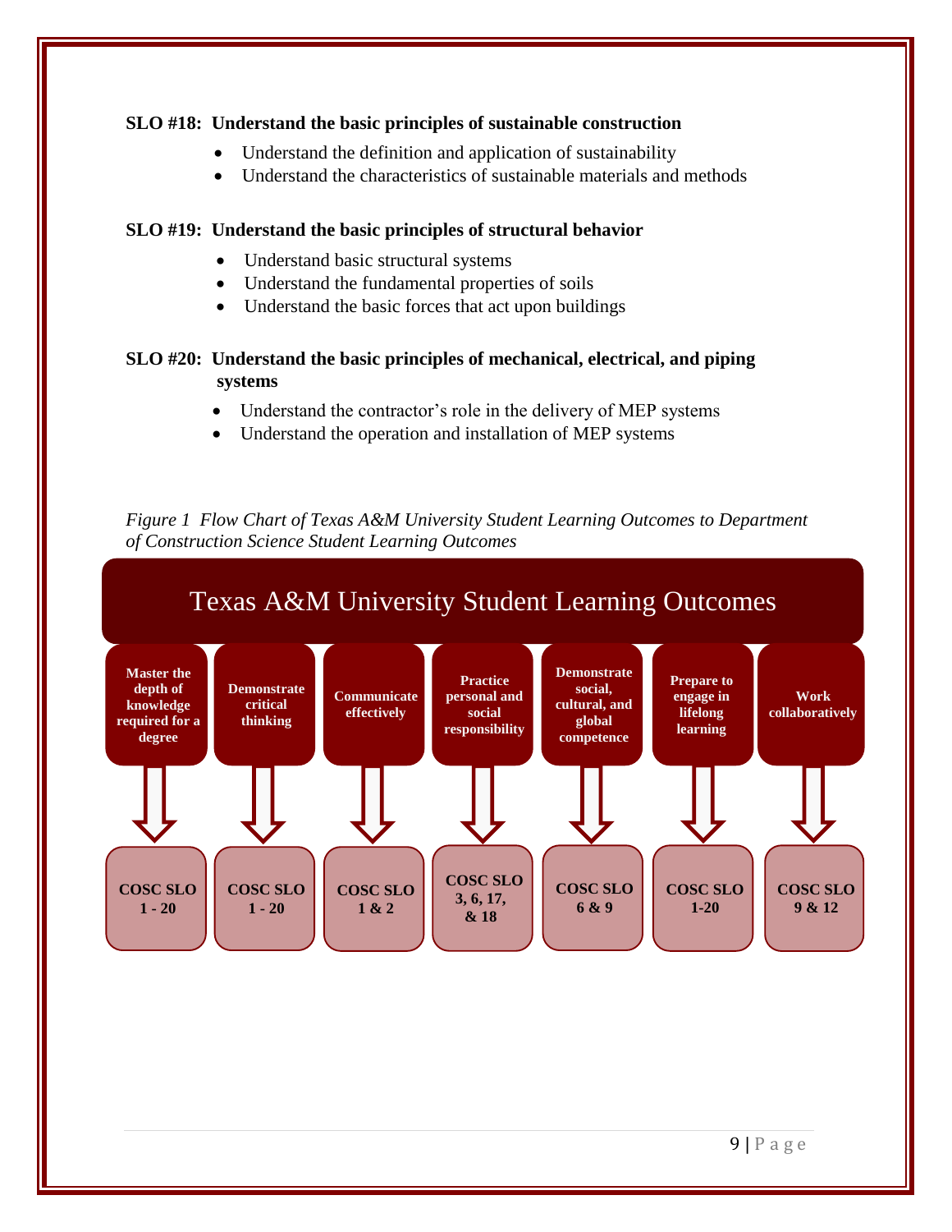**SLO #18: Understand the basic principles of sustainable construction**

- Understand the definition and application of sustainability
- Understand the characteristics of sustainable materials and methods

**SLO #19: Understand the basic principles of structural behavior**

- Understand basic structural systems
- Understand the fundamental properties of soils
- Understand the basic forces that act upon buildings

**SLO #20: Understand the basic principles of mechanical, electrical, and piping systems**

- Understand the contractor's role in the delivery of MEP systems
- Understand the operation and installation of MEP systems

*Figure 1 Flow Chart of Texas A&M University Student Learning Outcomes to Department of Construction Science Student Learning Outcomes*

| Texas A&M University Student Learning Outcomes | COSC SLO |
|---|---|
| Master the depth of knowledge required for a degree | COSC SLO 1 - 20 |
| Demonstrate critical thinking | COSC SLO 1 - 20 |
| Communicate effectively | COSC SLO 1 & 2 |
| Practice personal and social responsibility | COSC SLO 3, 6, 17, & 18 |
| Demonstrate social, cultural, and global competence | COSC SLO 6 & 9 |
| Prepare to engage in lifelong learning | COSC SLO 1-20 |
| Work collaboratively | COSC SLO 9 & 12 |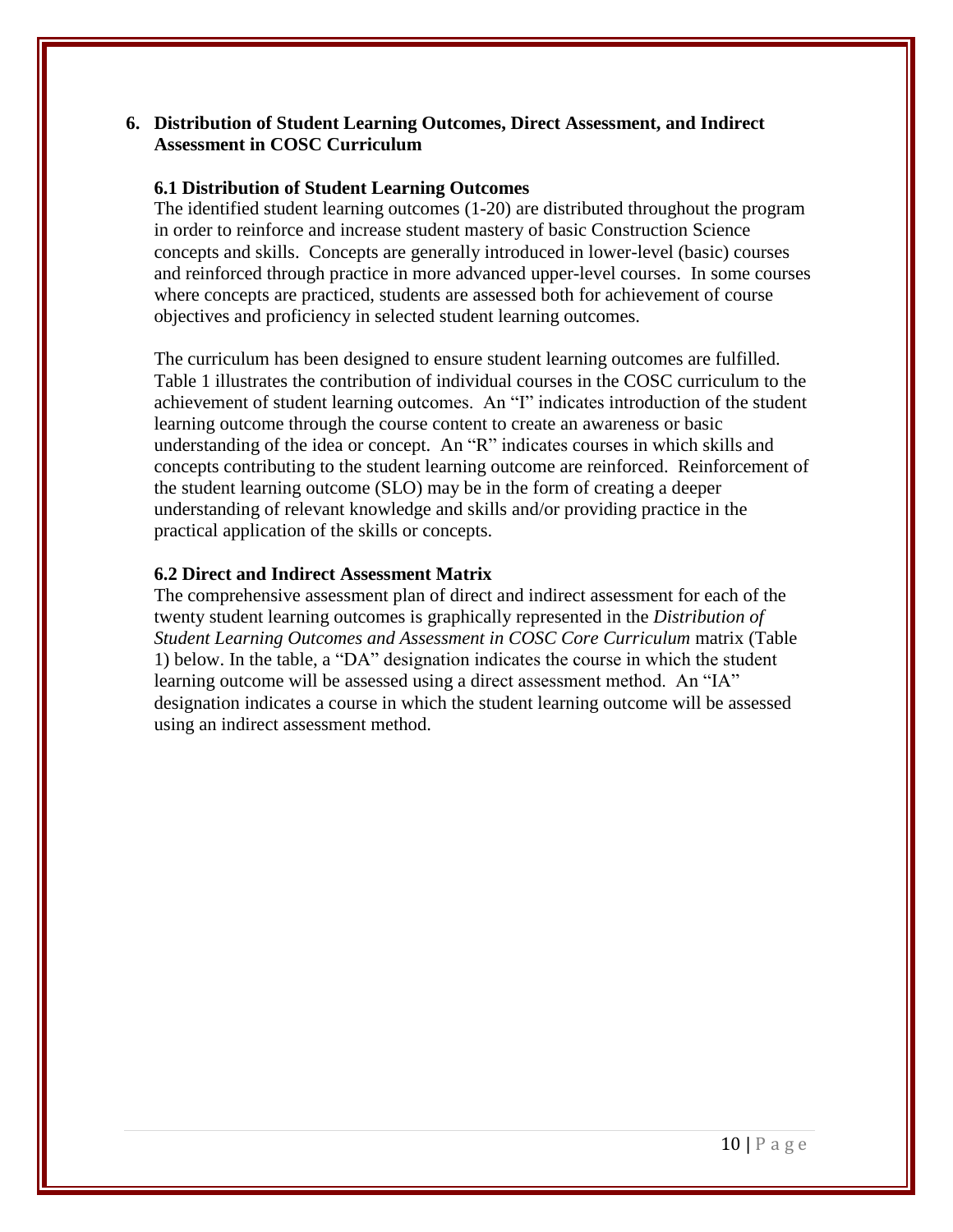## 6. Distribution of Student Learning Outcomes, Direct Assessment, and Indirect Assessment in COSC Curriculum

### 6.1 Distribution of Student Learning Outcomes

The identified student learning outcomes (1-20) are distributed throughout the program in order to reinforce and increase student mastery of basic Construction Science concepts and skills. Concepts are generally introduced in lower-level (basic) courses and reinforced through practice in more advanced upper-level courses. In some courses where concepts are practiced, students are assessed both for achievement of course objectives and proficiency in selected student learning outcomes.

The curriculum has been designed to ensure student learning outcomes are fulfilled. Table 1 illustrates the contribution of individual courses in the COSC curriculum to the achievement of student learning outcomes. An "I" indicates introduction of the student learning outcome through the course content to create an awareness or basic understanding of the idea or concept. An "R" indicates courses in which skills and concepts contributing to the student learning outcome are reinforced. Reinforcement of the student learning outcome (SLO) may be in the form of creating a deeper understanding of relevant knowledge and skills and/or providing practice in the practical application of the skills or concepts.

### 6.2 Direct and Indirect Assessment Matrix

The comprehensive assessment plan of direct and indirect assessment for each of the twenty student learning outcomes is graphically represented in the *Distribution of Student Learning Outcomes and Assessment in COSC Core Curriculum* matrix (Table 1) below. In the table, a "DA" designation indicates the course in which the student learning outcome will be assessed using a direct assessment method. An "IA" designation indicates a course in which the student learning outcome will be assessed using an indirect assessment method.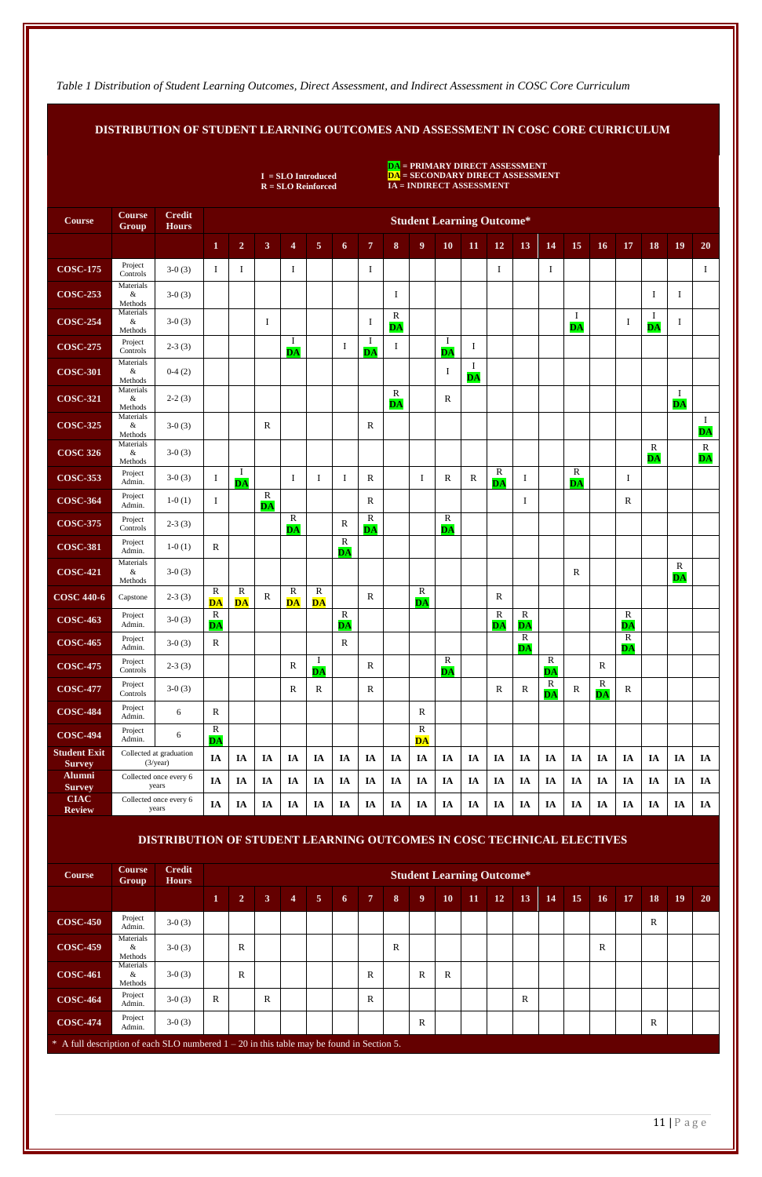*Table 1 Distribution of Student Learning Outcomes, Direct Assessment, and Indirect Assessment in COSC Core Curriculum*

**DISTRIBUTION OF STUDENT LEARNING OUTCOMES AND ASSESSMENT IN COSC CORE CURRICULUM**

I = SLO Introduced
R = SLO Reinforced

DA (green) = PRIMARY DIRECT ASSESSMENT
DA (yellow) = SECONDARY DIRECT ASSESSMENT
IA = INDIRECT ASSESSMENT

| Course | Course Group | Credit Hours | Student Learning Outcome* | | | | | | | | | | | | | | | | | | | |
|---|---|---|---|---|---|---|---|---|---|---|---|---|---|---|---|---|---|---|---|---|---|---|
| | | | 1 | 2 | 3 | 4 | 5 | 6 | 7 | 8 | 9 | 10 | 11 | 12 | 13 | 14 | 15 | 16 | 17 | 18 | 19 | 20 |
| COSC-175 | Project Controls | 3-0 (3) | I | I | | I | | | I | | | | | I | | I | | | | | | I |
| COSC-253 | Materials & Methods | 3-0 (3) | | | | | | | | I | | | | | | | | | | I | I | |
| COSC-254 | Materials & Methods | 3-0 (3) | | | I | | | | I | R DA | | | | | | | I DA | | I | I DA | I | |
| COSC-275 | Project Controls | 2-3 (3) | | | | I DA | | I | I DA | I | | I DA | I | | | | | | | | | |
| COSC-301 | Materials & Methods | 0-4 (2) | | | | | | | | | | I | I DA | | | | | | | | | |
| COSC-321 | Materials & Methods | 2-2 (3) | | | | | | | | R DA | | R | | | | | | | | | I DA | |
| COSC-325 | Materials & Methods | 3-0 (3) | | | R | | | | R | | | | | | | | | | | | | I DA |
| COSC 326 | Materials & Methods | 3-0 (3) | | | | | | | | | | | | | | | | | | R DA | | R DA |
| COSC-353 | Project Admin. | 3-0 (3) | I | I DA | | I | I | I | R | | I | R | R | R DA | I | | R DA | | I | | | |
| COSC-364 | Project Admin. | 1-0 (1) | I | | R DA | | | | R | | | | | | I | | | | R | | | |
| COSC-375 | Project Controls | 2-3 (3) | | | | R DA | | R | R DA | | | R DA | | | | | | | | | | |
| COSC-381 | Project Admin. | 1-0 (1) | R | | | | | R DA | | | | | | | | | | | | | | |
| COSC-421 | Materials & Methods | 3-0 (3) | | | | | | | | | | | | | | | R | | | | R DA | |
| COSC 440-6 | Capstone | 2-3 (3) | R DA (yellow) | R DA (yellow) | R | R DA (yellow) | R DA (yellow) | | R | | R DA | | | R | | | | | | | | |
| COSC-463 | Project Admin. | 3-0 (3) | R DA | | | | | R DA | | | | | | R DA | R DA | | | | R DA | | | |
| COSC-465 | Project Admin. | 3-0 (3) | R | | | | | R | | | | | | | R DA | | | | R DA | | | |
| COSC-475 | Project Controls | 2-3 (3) | | | | R | I DA | | R | | | R DA | | | | R DA | | R | | | | |
| COSC-477 | Project Controls | 3-0 (3) | | | | R | R | | R | | | | | R | R | R DA | R | R DA | R | | | |
| COSC-484 | Project Admin. | 6 | R | | | | | | | | R | | | | | | | | | | | |
| COSC-494 | Project Admin. | 6 | R DA | | | | | | | | R DA (yellow) | | | | | | | | | | | |
| Student Exit Survey | Collected at graduation (3/year) | | IA | IA | IA | IA | IA | IA | IA | IA | IA | IA | IA | IA | IA | IA | IA | IA | IA | IA | IA | IA |
| Alumni Survey | Collected once every 6 years | | IA | IA | IA | IA | IA | IA | IA | IA | IA | IA | IA | IA | IA | IA | IA | IA | IA | IA | IA | IA |
| CIAC Review | Collected once every 6 years | | IA | IA | IA | IA | IA | IA | IA | IA | IA | IA | IA | IA | IA | IA | IA | IA | IA | IA | IA | IA |

**DISTRIBUTION OF STUDENT LEARNING OUTCOMES IN COSC TECHNICAL ELECTIVES**

| Course | Course Group | Credit Hours | Student Learning Outcome* | | | | | | | | | | | | | | | | | | | |
|---|---|---|---|---|---|---|---|---|---|---|---|---|---|---|---|---|---|---|---|---|---|---|
| | | | 1 | 2 | 3 | 4 | 5 | 6 | 7 | 8 | 9 | 10 | 11 | 12 | 13 | 14 | 15 | 16 | 17 | 18 | 19 | 20 |
| COSC-450 | Project Admin. | 3-0 (3) | | | | | | | | | | | | | | | | | | R | | |
| COSC-459 | Materials & Methods | 3-0 (3) | | R | | | | | | R | | | | | | | | R | | | | |
| COSC-461 | Materials & Methods | 3-0 (3) | | R | | | | | R | | R | R | | | | | | | | | | |
| COSC-464 | Project Admin. | 3-0 (3) | R | | R | | | | R | | | | | | R | | | | | | | |
| COSC-474 | Project Admin. | 3-0 (3) | | | | | | | | | R | | | | | | | | | R | | |

* A full description of each SLO numbered 1 – 20 in this table may be found in Section 5.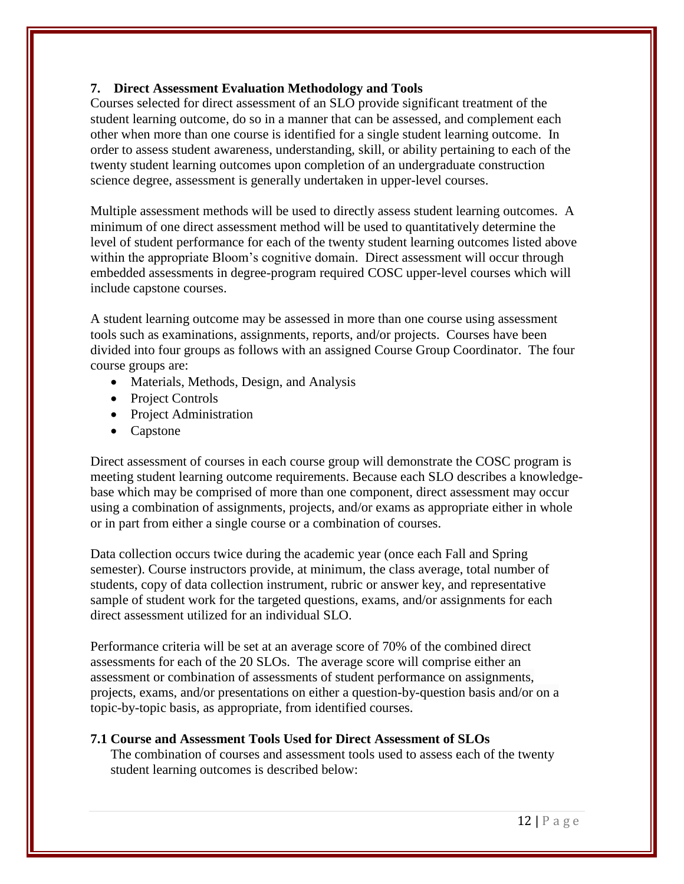## 7. Direct Assessment Evaluation Methodology and Tools

Courses selected for direct assessment of an SLO provide significant treatment of the student learning outcome, do so in a manner that can be assessed, and complement each other when more than one course is identified for a single student learning outcome. In order to assess student awareness, understanding, skill, or ability pertaining to each of the twenty student learning outcomes upon completion of an undergraduate construction science degree, assessment is generally undertaken in upper-level courses.

Multiple assessment methods will be used to directly assess student learning outcomes. A minimum of one direct assessment method will be used to quantitatively determine the level of student performance for each of the twenty student learning outcomes listed above within the appropriate Bloom's cognitive domain. Direct assessment will occur through embedded assessments in degree-program required COSC upper-level courses which will include capstone courses.

A student learning outcome may be assessed in more than one course using assessment tools such as examinations, assignments, reports, and/or projects. Courses have been divided into four groups as follows with an assigned Course Group Coordinator. The four course groups are:

- Materials, Methods, Design, and Analysis
- Project Controls
- Project Administration
- Capstone

Direct assessment of courses in each course group will demonstrate the COSC program is meeting student learning outcome requirements. Because each SLO describes a knowledge-base which may be comprised of more than one component, direct assessment may occur using a combination of assignments, projects, and/or exams as appropriate either in whole or in part from either a single course or a combination of courses.

Data collection occurs twice during the academic year (once each Fall and Spring semester). Course instructors provide, at minimum, the class average, total number of students, copy of data collection instrument, rubric or answer key, and representative sample of student work for the targeted questions, exams, and/or assignments for each direct assessment utilized for an individual SLO.

Performance criteria will be set at an average score of 70% of the combined direct assessments for each of the 20 SLOs. The average score will comprise either an assessment or combination of assessments of student performance on assignments, projects, exams, and/or presentations on either a question-by-question basis and/or on a topic-by-topic basis, as appropriate, from identified courses.

### 7.1 Course and Assessment Tools Used for Direct Assessment of SLOs

The combination of courses and assessment tools used to assess each of the twenty student learning outcomes is described below: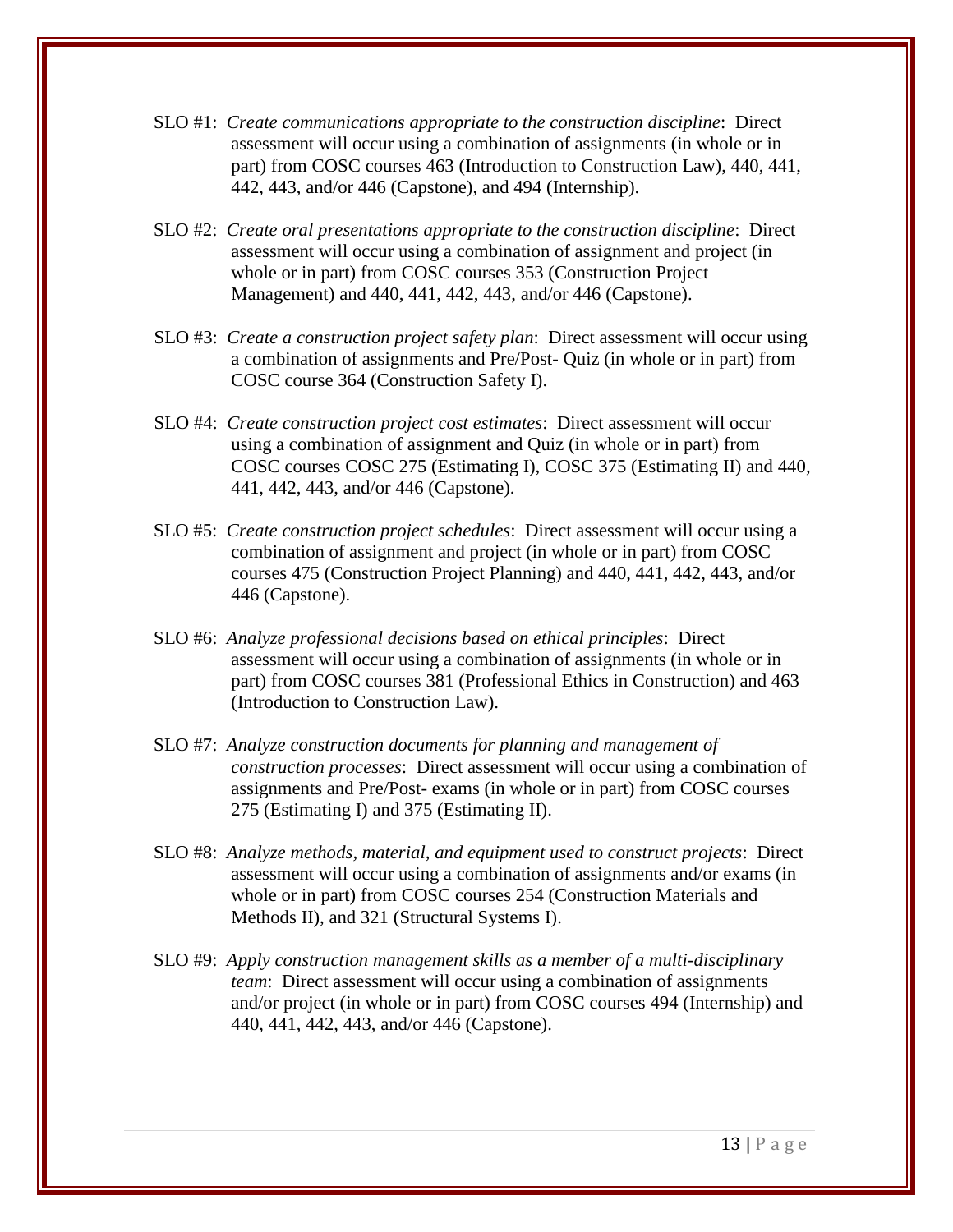SLO #1: *Create communications appropriate to the construction discipline*: Direct assessment will occur using a combination of assignments (in whole or in part) from COSC courses 463 (Introduction to Construction Law), 440, 441, 442, 443, and/or 446 (Capstone), and 494 (Internship).

SLO #2: *Create oral presentations appropriate to the construction discipline*: Direct assessment will occur using a combination of assignment and project (in whole or in part) from COSC courses 353 (Construction Project Management) and 440, 441, 442, 443, and/or 446 (Capstone).

SLO #3: *Create a construction project safety plan*: Direct assessment will occur using a combination of assignments and Pre/Post- Quiz (in whole or in part) from COSC course 364 (Construction Safety I).

SLO #4: *Create construction project cost estimates*: Direct assessment will occur using a combination of assignment and Quiz (in whole or in part) from COSC courses COSC 275 (Estimating I), COSC 375 (Estimating II) and 440, 441, 442, 443, and/or 446 (Capstone).

SLO #5: *Create construction project schedules*: Direct assessment will occur using a combination of assignment and project (in whole or in part) from COSC courses 475 (Construction Project Planning) and 440, 441, 442, 443, and/or 446 (Capstone).

SLO #6: *Analyze professional decisions based on ethical principles*: Direct assessment will occur using a combination of assignments (in whole or in part) from COSC courses 381 (Professional Ethics in Construction) and 463 (Introduction to Construction Law).

SLO #7: *Analyze construction documents for planning and management of construction processes*: Direct assessment will occur using a combination of assignments and Pre/Post- exams (in whole or in part) from COSC courses 275 (Estimating I) and 375 (Estimating II).

SLO #8: *Analyze methods, material, and equipment used to construct projects*: Direct assessment will occur using a combination of assignments and/or exams (in whole or in part) from COSC courses 254 (Construction Materials and Methods II), and 321 (Structural Systems I).

SLO #9: *Apply construction management skills as a member of a multi-disciplinary team*: Direct assessment will occur using a combination of assignments and/or project (in whole or in part) from COSC courses 494 (Internship) and 440, 441, 442, 443, and/or 446 (Capstone).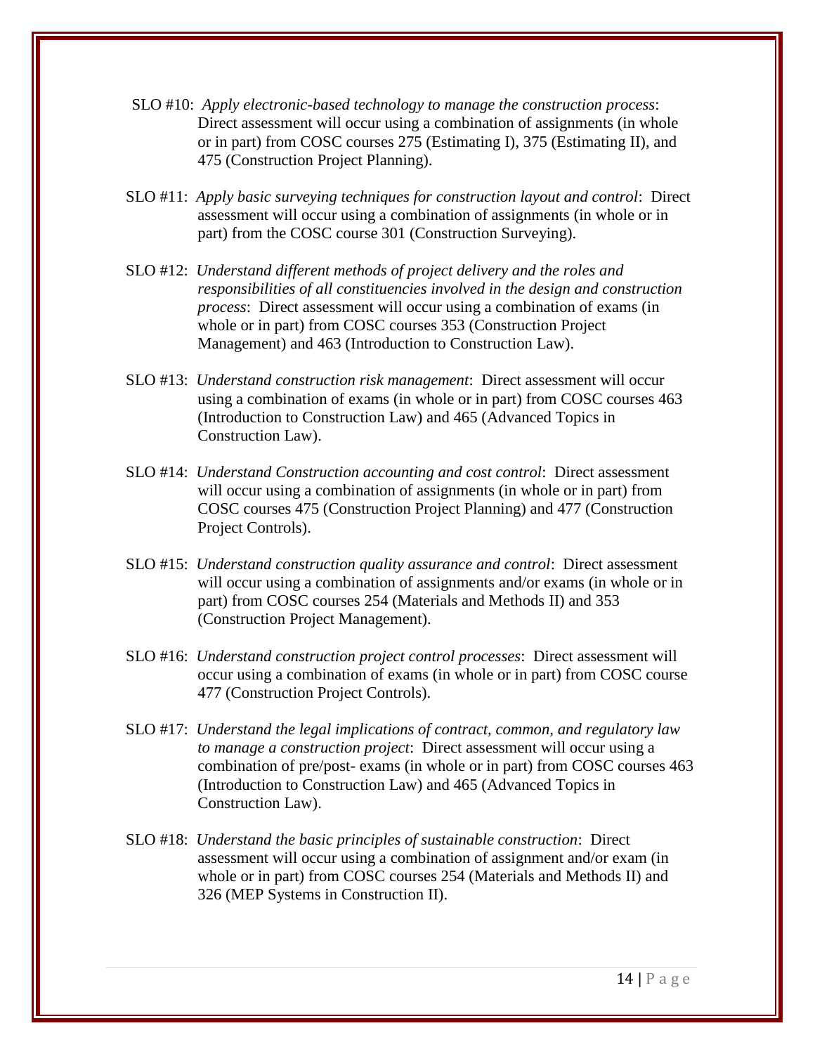SLO #10: *Apply electronic-based technology to manage the construction process*: Direct assessment will occur using a combination of assignments (in whole or in part) from COSC courses 275 (Estimating I), 375 (Estimating II), and 475 (Construction Project Planning).

SLO #11: *Apply basic surveying techniques for construction layout and control*: Direct assessment will occur using a combination of assignments (in whole or in part) from the COSC course 301 (Construction Surveying).

SLO #12: *Understand different methods of project delivery and the roles and responsibilities of all constituencies involved in the design and construction process*: Direct assessment will occur using a combination of exams (in whole or in part) from COSC courses 353 (Construction Project Management) and 463 (Introduction to Construction Law).

SLO #13: *Understand construction risk management*: Direct assessment will occur using a combination of exams (in whole or in part) from COSC courses 463 (Introduction to Construction Law) and 465 (Advanced Topics in Construction Law).

SLO #14: *Understand Construction accounting and cost control*: Direct assessment will occur using a combination of assignments (in whole or in part) from COSC courses 475 (Construction Project Planning) and 477 (Construction Project Controls).

SLO #15: *Understand construction quality assurance and control*: Direct assessment will occur using a combination of assignments and/or exams (in whole or in part) from COSC courses 254 (Materials and Methods II) and 353 (Construction Project Management).

SLO #16: *Understand construction project control processes*: Direct assessment will occur using a combination of exams (in whole or in part) from COSC course 477 (Construction Project Controls).

SLO #17: *Understand the legal implications of contract, common, and regulatory law to manage a construction project*: Direct assessment will occur using a combination of pre/post- exams (in whole or in part) from COSC courses 463 (Introduction to Construction Law) and 465 (Advanced Topics in Construction Law).

SLO #18: *Understand the basic principles of sustainable construction*: Direct assessment will occur using a combination of assignment and/or exam (in whole or in part) from COSC courses 254 (Materials and Methods II) and 326 (MEP Systems in Construction II).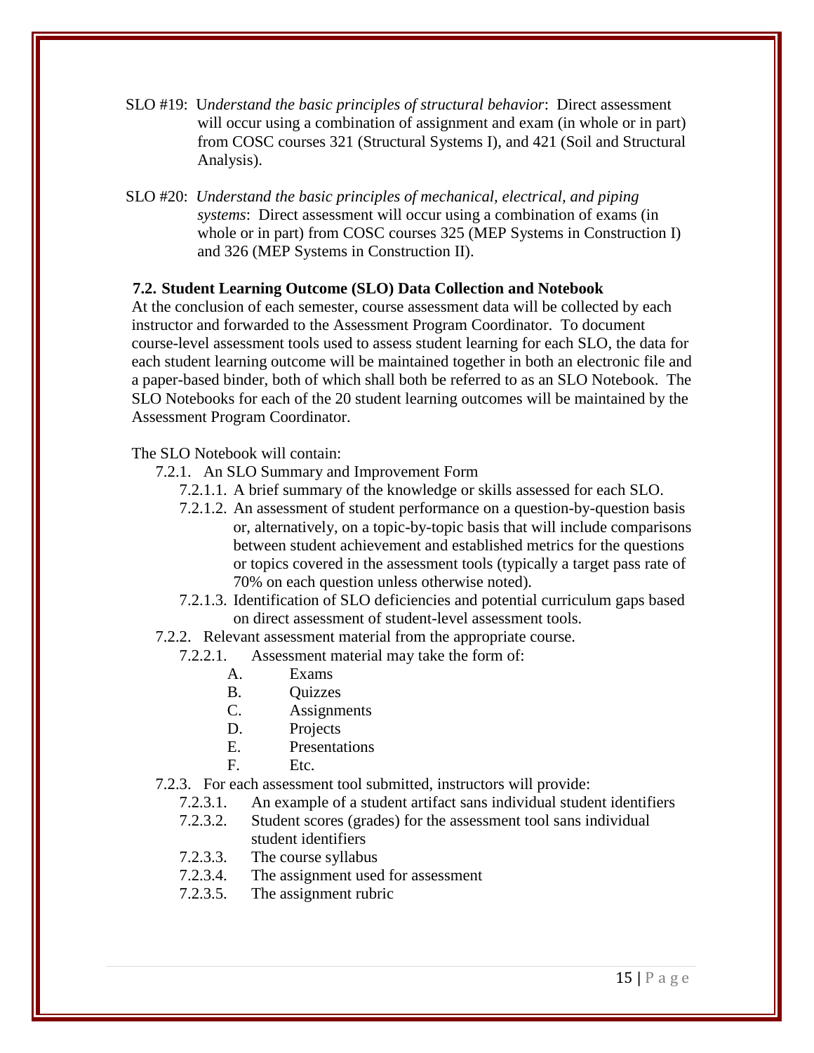SLO #19: U*nderstand the basic principles of structural behavior*: Direct assessment will occur using a combination of assignment and exam (in whole or in part) from COSC courses 321 (Structural Systems I), and 421 (Soil and Structural Analysis).

SLO #20: *Understand the basic principles of mechanical, electrical, and piping systems*: Direct assessment will occur using a combination of exams (in whole or in part) from COSC courses 325 (MEP Systems in Construction I) and 326 (MEP Systems in Construction II).

### 7.2. Student Learning Outcome (SLO) Data Collection and Notebook

At the conclusion of each semester, course assessment data will be collected by each instructor and forwarded to the Assessment Program Coordinator. To document course-level assessment tools used to assess student learning for each SLO, the data for each student learning outcome will be maintained together in both an electronic file and a paper-based binder, both of which shall both be referred to as an SLO Notebook. The SLO Notebooks for each of the 20 student learning outcomes will be maintained by the Assessment Program Coordinator.

The SLO Notebook will contain:

- 7.2.1. An SLO Summary and Improvement Form
  - 7.2.1.1. A brief summary of the knowledge or skills assessed for each SLO.
  - 7.2.1.2. An assessment of student performance on a question-by-question basis or, alternatively, on a topic-by-topic basis that will include comparisons between student achievement and established metrics for the questions or topics covered in the assessment tools (typically a target pass rate of 70% on each question unless otherwise noted).
  - 7.2.1.3. Identification of SLO deficiencies and potential curriculum gaps based on direct assessment of student-level assessment tools.
- 7.2.2. Relevant assessment material from the appropriate course.
  - 7.2.2.1. Assessment material may take the form of:
    - A. Exams
    - B. Quizzes
    - C. Assignments
    - D. Projects
    - E. Presentations
    - F. Etc.
- 7.2.3. For each assessment tool submitted, instructors will provide:
  - 7.2.3.1. An example of a student artifact sans individual student identifiers
  - 7.2.3.2. Student scores (grades) for the assessment tool sans individual student identifiers
  - 7.2.3.3. The course syllabus
  - 7.2.3.4. The assignment used for assessment
  - 7.2.3.5. The assignment rubric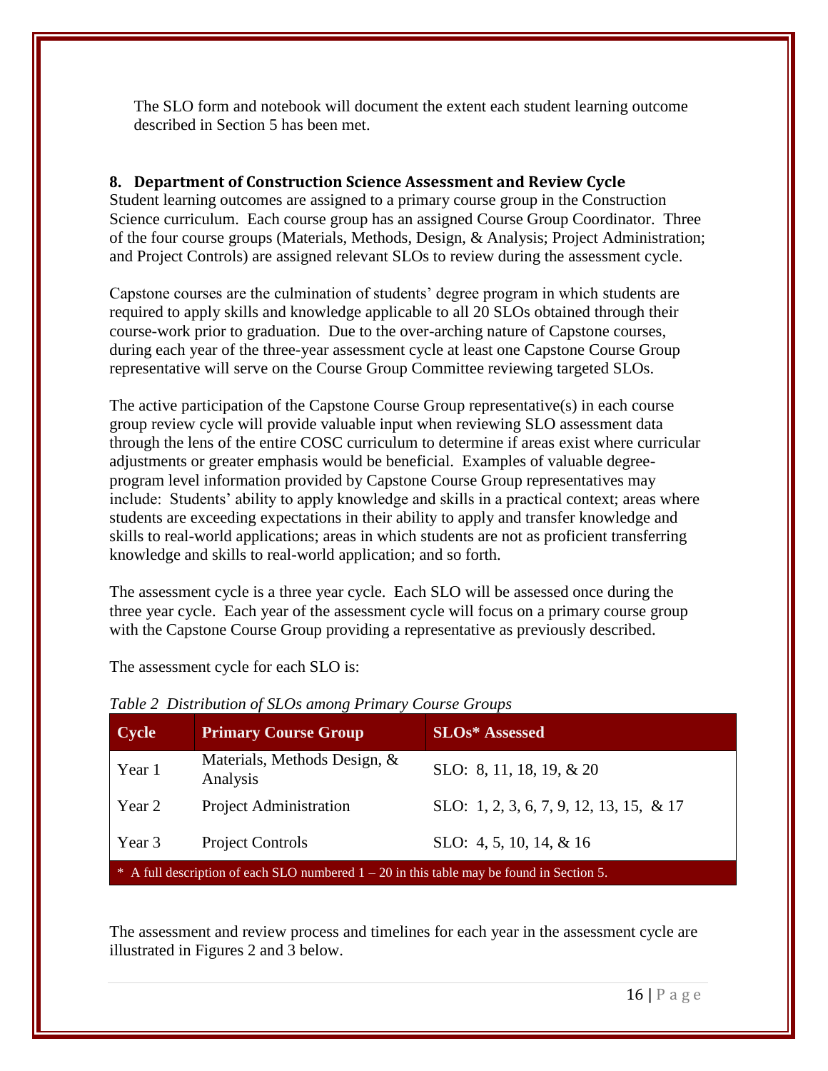The SLO form and notebook will document the extent each student learning outcome described in Section 5 has been met.

## 8. Department of Construction Science Assessment and Review Cycle

Student learning outcomes are assigned to a primary course group in the Construction Science curriculum. Each course group has an assigned Course Group Coordinator. Three of the four course groups (Materials, Methods, Design, & Analysis; Project Administration; and Project Controls) are assigned relevant SLOs to review during the assessment cycle.

Capstone courses are the culmination of students' degree program in which students are required to apply skills and knowledge applicable to all 20 SLOs obtained through their course-work prior to graduation. Due to the over-arching nature of Capstone courses, during each year of the three-year assessment cycle at least one Capstone Course Group representative will serve on the Course Group Committee reviewing targeted SLOs.

The active participation of the Capstone Course Group representative(s) in each course group review cycle will provide valuable input when reviewing SLO assessment data through the lens of the entire COSC curriculum to determine if areas exist where curricular adjustments or greater emphasis would be beneficial. Examples of valuable degree-program level information provided by Capstone Course Group representatives may include: Students' ability to apply knowledge and skills in a practical context; areas where students are exceeding expectations in their ability to apply and transfer knowledge and skills to real-world applications; areas in which students are not as proficient transferring knowledge and skills to real-world application; and so forth.

The assessment cycle is a three year cycle. Each SLO will be assessed once during the three year cycle. Each year of the assessment cycle will focus on a primary course group with the Capstone Course Group providing a representative as previously described.

The assessment cycle for each SLO is:

*Table 2 Distribution of SLOs among Primary Course Groups*

| Cycle | Primary Course Group | SLOs* Assessed |
|---|---|---|
| Year 1 | Materials, Methods Design, & Analysis | SLO: 8, 11, 18, 19, & 20 |
| Year 2 | Project Administration | SLO: 1, 2, 3, 6, 7, 9, 12, 13, 15, & 17 |
| Year 3 | Project Controls | SLO: 4, 5, 10, 14, & 16 |

\* A full description of each SLO numbered 1 – 20 in this table may be found in Section 5.

The assessment and review process and timelines for each year in the assessment cycle are illustrated in Figures 2 and 3 below.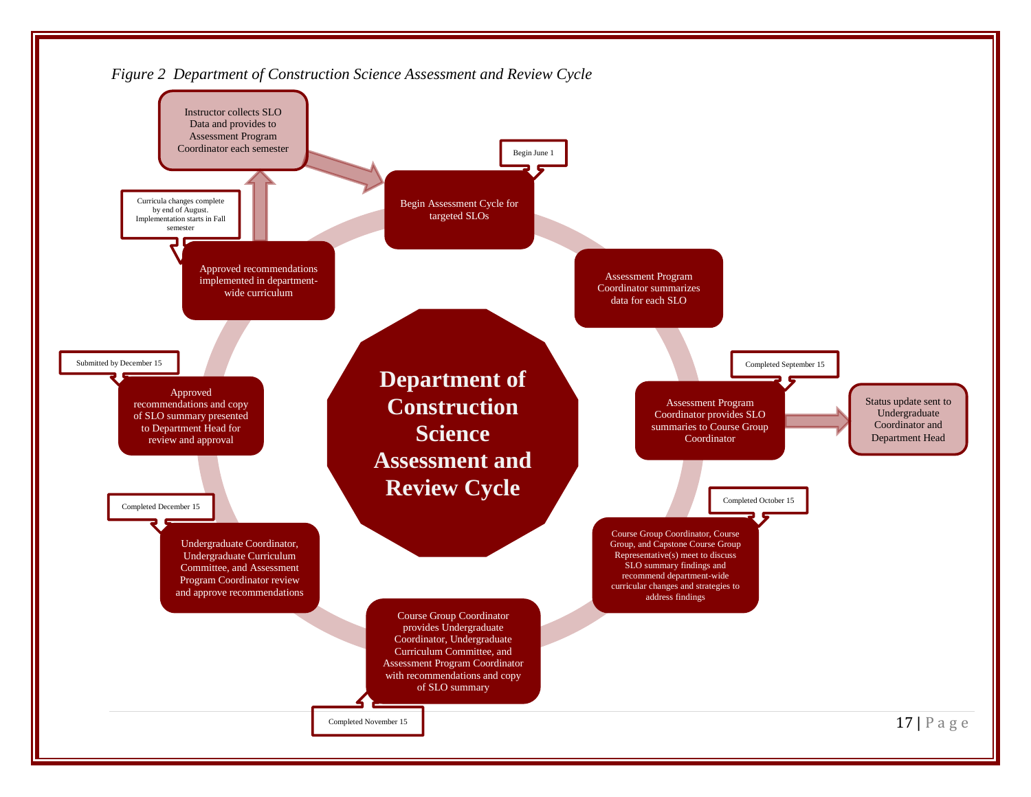*Figure 2 Department of Construction Science Assessment and Review Cycle*

**Department of Construction Science Assessment and Review Cycle**

- Begin June 1 — Begin Assessment Cycle for targeted SLOs
- Assessment Program Coordinator summarizes data for each SLO
- Completed September 15 — Assessment Program Coordinator provides SLO summaries to Course Group Coordinator
  - Status update sent to Undergraduate Coordinator and Department Head
- Completed October 15 — Course Group Coordinator, Course Group, and Capstone Course Group Representative(s) meet to discuss SLO summary findings and recommend department-wide curricular changes and strategies to address findings
- Completed November 15 — Course Group Coordinator provides Undergraduate Coordinator, Undergraduate Curriculum Committee, and Assessment Program Coordinator with recommendations and copy of SLO summary
- Completed December 15 — Undergraduate Coordinator, Undergraduate Curriculum Committee, and Assessment Program Coordinator review and approve recommendations
- Submitted by December 15 — Approved recommendations and copy of SLO summary presented to Department Head for review and approval
- Curricula changes complete by end of August. Implementation starts in Fall semester — Approved recommendations implemented in department-wide curriculum
  - Instructor collects SLO Data and provides to Assessment Program Coordinator each semester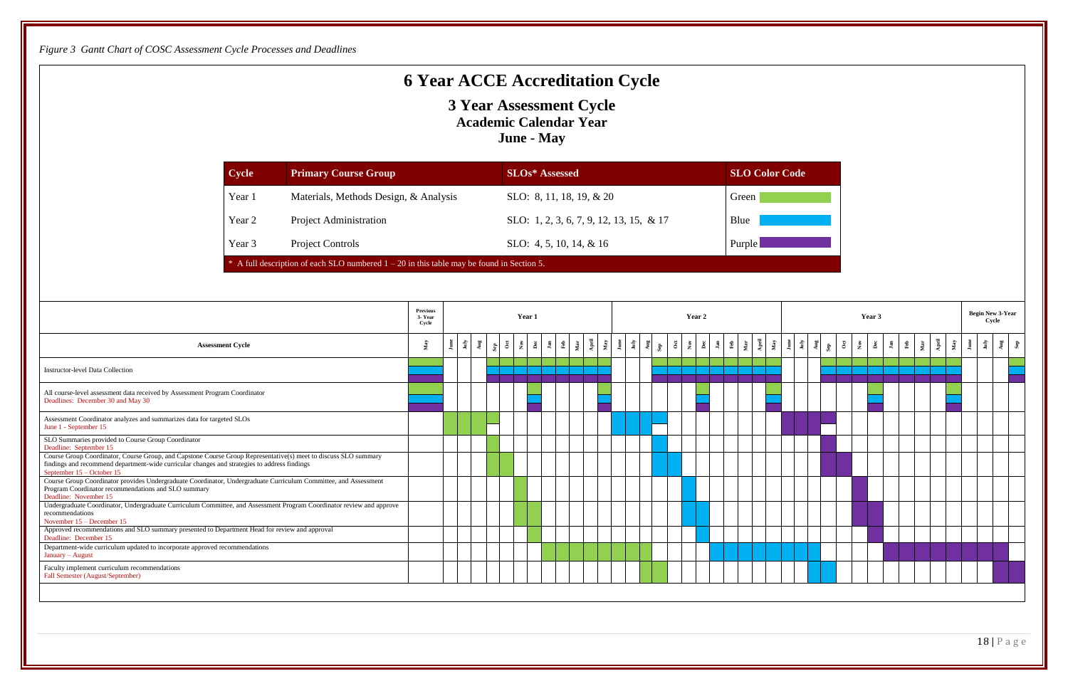*Figure 3 Gantt Chart of COSC Assessment Cycle Processes and Deadlines*

# 6 Year ACCE Accreditation Cycle

## 3 Year Assessment Cycle

### Academic Calendar Year

### June - May

| Cycle | Primary Course Group | SLOs* Assessed | SLO Color Code |
|---|---|---|---|
| Year 1 | Materials, Methods Design, & Analysis | SLO: 8, 11, 18, 19, & 20 | Green |
| Year 2 | Project Administration | SLO: 1, 2, 3, 6, 7, 9, 12, 13, 15, & 17 | Blue |
| Year 3 | Project Controls | SLO: 4, 5, 10, 14, & 16 | Purple |

* A full description of each SLO numbered 1 – 20 in this table may be found in Section 5.

| Assessment Cycle | Previous 3-Year Cycle | Year 1 | Year 2 | Year 3 | Begin New 3-Year Cycle |
|---|---|---|---|---|---|
| Instructor-level Data Collection | May | Sep – May | Sep – May | Sep – May | Sep |
| All course-level assessment data received by Assessment Program Coordinator<br>Deadlines: December 30 and May 30 | May | Dec, May | Dec, May | Dec, May | |
| Assessment Coordinator analyzes and summarizes data for targeted SLOs<br>June 1 - September 15 | | June – Sep | June – Sep | June – Sep | |
| SLO Summaries provided to Course Group Coordinator<br>Deadline: September 15 | | Sep | Sep | Sep | |
| Course Group Coordinator, Course Group, and Capstone Course Group Representative(s) meet to discuss SLO summary findings and recommend department-wide curricular changes and strategies to address findings<br>September 15 – October 15 | | Sep – Oct | Sep – Oct | Sep – Oct | |
| Course Group Coordinator provides Undergraduate Coordinator, Undergraduate Curriculum Committee, and Assessment Program Coordinator recommendations and SLO summary<br>Deadline: November 15 | | Nov | Nov | Nov | |
| Undergraduate Coordinator, Undergraduate Curriculum Committee, and Assessment Program Coordinator review and approve recommendations<br>November 15 – December 15 | | Nov – Dec | Nov – Dec | Nov – Dec | |
| Approved recommendations and SLO summary presented to Department Head for review and approval<br>Deadline: December 15 | | Dec | Dec | Dec | |
| Department-wide curriculum updated to incorporate approved recommendations<br>January – August | | Jan – Aug | Jan – Aug | Jan – Aug | |
| Faculty implement curriculum recommendations<br>Fall Semester (August/September) | | Aug – Sep | Aug – Sep | Aug – Sep | |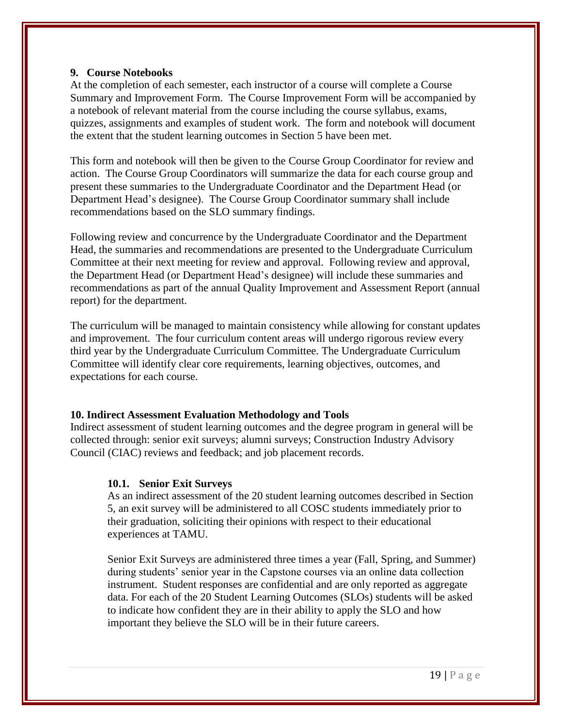## 9. Course Notebooks

At the completion of each semester, each instructor of a course will complete a Course Summary and Improvement Form. The Course Improvement Form will be accompanied by a notebook of relevant material from the course including the course syllabus, exams, quizzes, assignments and examples of student work. The form and notebook will document the extent that the student learning outcomes in Section 5 have been met.

This form and notebook will then be given to the Course Group Coordinator for review and action. The Course Group Coordinators will summarize the data for each course group and present these summaries to the Undergraduate Coordinator and the Department Head (or Department Head's designee). The Course Group Coordinator summary shall include recommendations based on the SLO summary findings.

Following review and concurrence by the Undergraduate Coordinator and the Department Head, the summaries and recommendations are presented to the Undergraduate Curriculum Committee at their next meeting for review and approval. Following review and approval, the Department Head (or Department Head's designee) will include these summaries and recommendations as part of the annual Quality Improvement and Assessment Report (annual report) for the department.

The curriculum will be managed to maintain consistency while allowing for constant updates and improvement. The four curriculum content areas will undergo rigorous review every third year by the Undergraduate Curriculum Committee. The Undergraduate Curriculum Committee will identify clear core requirements, learning objectives, outcomes, and expectations for each course.

## 10. Indirect Assessment Evaluation Methodology and Tools

Indirect assessment of student learning outcomes and the degree program in general will be collected through: senior exit surveys; alumni surveys; Construction Industry Advisory Council (CIAC) reviews and feedback; and job placement records.

### 10.1. Senior Exit Surveys

As an indirect assessment of the 20 student learning outcomes described in Section 5, an exit survey will be administered to all COSC students immediately prior to their graduation, soliciting their opinions with respect to their educational experiences at TAMU.

Senior Exit Surveys are administered three times a year (Fall, Spring, and Summer) during students' senior year in the Capstone courses via an online data collection instrument. Student responses are confidential and are only reported as aggregate data. For each of the 20 Student Learning Outcomes (SLOs) students will be asked to indicate how confident they are in their ability to apply the SLO and how important they believe the SLO will be in their future careers.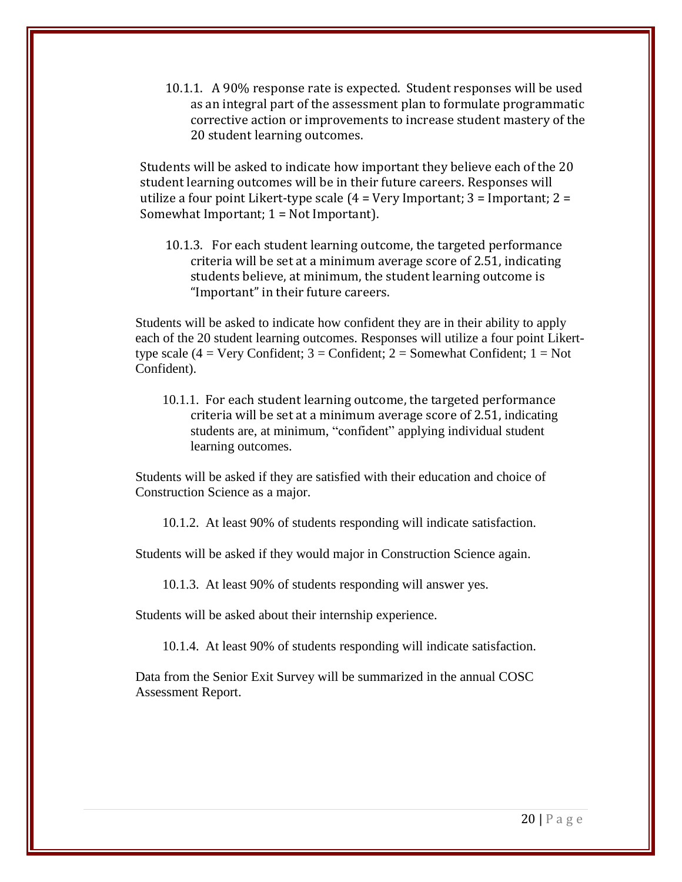10.1.1. A 90% response rate is expected. Student responses will be used as an integral part of the assessment plan to formulate programmatic corrective action or improvements to increase student mastery of the 20 student learning outcomes.

Students will be asked to indicate how important they believe each of the 20 student learning outcomes will be in their future careers. Responses will utilize a four point Likert-type scale (4 = Very Important; 3 = Important; 2 = Somewhat Important; 1 = Not Important).

10.1.3. For each student learning outcome, the targeted performance criteria will be set at a minimum average score of 2.51, indicating students believe, at minimum, the student learning outcome is "Important" in their future careers.

Students will be asked to indicate how confident they are in their ability to apply each of the 20 student learning outcomes. Responses will utilize a four point Likert-type scale (4 = Very Confident; 3 = Confident; 2 = Somewhat Confident; 1 = Not Confident).

10.1.1. For each student learning outcome, the targeted performance criteria will be set at a minimum average score of 2.51, indicating students are, at minimum, "confident" applying individual student learning outcomes.

Students will be asked if they are satisfied with their education and choice of Construction Science as a major.

10.1.2. At least 90% of students responding will indicate satisfaction.

Students will be asked if they would major in Construction Science again.

10.1.3. At least 90% of students responding will answer yes.

Students will be asked about their internship experience.

10.1.4. At least 90% of students responding will indicate satisfaction.

Data from the Senior Exit Survey will be summarized in the annual COSC Assessment Report.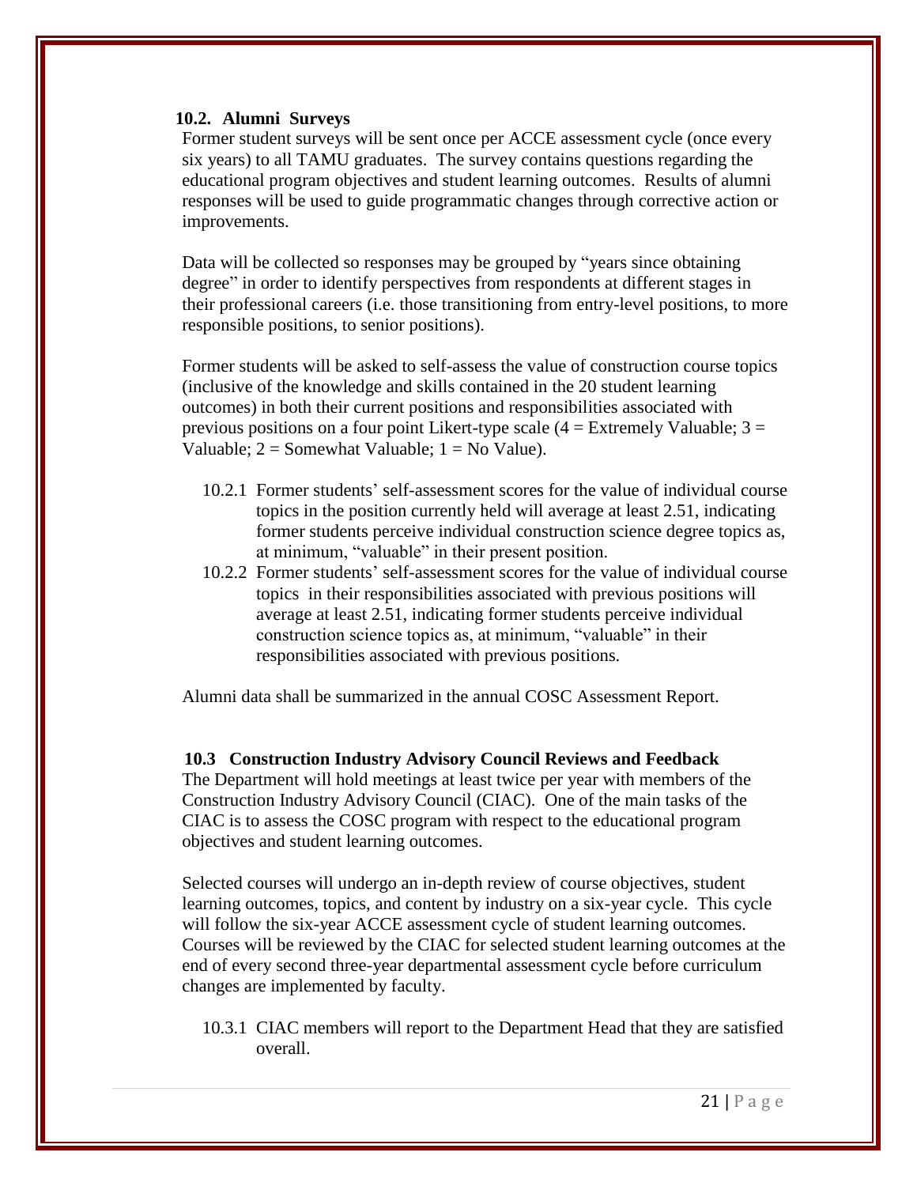### 10.2. Alumni Surveys

Former student surveys will be sent once per ACCE assessment cycle (once every six years) to all TAMU graduates. The survey contains questions regarding the educational program objectives and student learning outcomes. Results of alumni responses will be used to guide programmatic changes through corrective action or improvements.

Data will be collected so responses may be grouped by "years since obtaining degree" in order to identify perspectives from respondents at different stages in their professional careers (i.e. those transitioning from entry-level positions, to more responsible positions, to senior positions).

Former students will be asked to self-assess the value of construction course topics (inclusive of the knowledge and skills contained in the 20 student learning outcomes) in both their current positions and responsibilities associated with previous positions on a four point Likert-type scale (4 = Extremely Valuable; 3 = Valuable; 2 = Somewhat Valuable; 1 = No Value).

- 10.2.1 Former students' self-assessment scores for the value of individual course topics in the position currently held will average at least 2.51, indicating former students perceive individual construction science degree topics as, at minimum, "valuable" in their present position.
- 10.2.2 Former students' self-assessment scores for the value of individual course topics in their responsibilities associated with previous positions will average at least 2.51, indicating former students perceive individual construction science topics as, at minimum, "valuable" in their responsibilities associated with previous positions.

Alumni data shall be summarized in the annual COSC Assessment Report.

### 10.3 Construction Industry Advisory Council Reviews and Feedback

The Department will hold meetings at least twice per year with members of the Construction Industry Advisory Council (CIAC). One of the main tasks of the CIAC is to assess the COSC program with respect to the educational program objectives and student learning outcomes.

Selected courses will undergo an in-depth review of course objectives, student learning outcomes, topics, and content by industry on a six-year cycle. This cycle will follow the six-year ACCE assessment cycle of student learning outcomes. Courses will be reviewed by the CIAC for selected student learning outcomes at the end of every second three-year departmental assessment cycle before curriculum changes are implemented by faculty.

- 10.3.1 CIAC members will report to the Department Head that they are satisfied overall.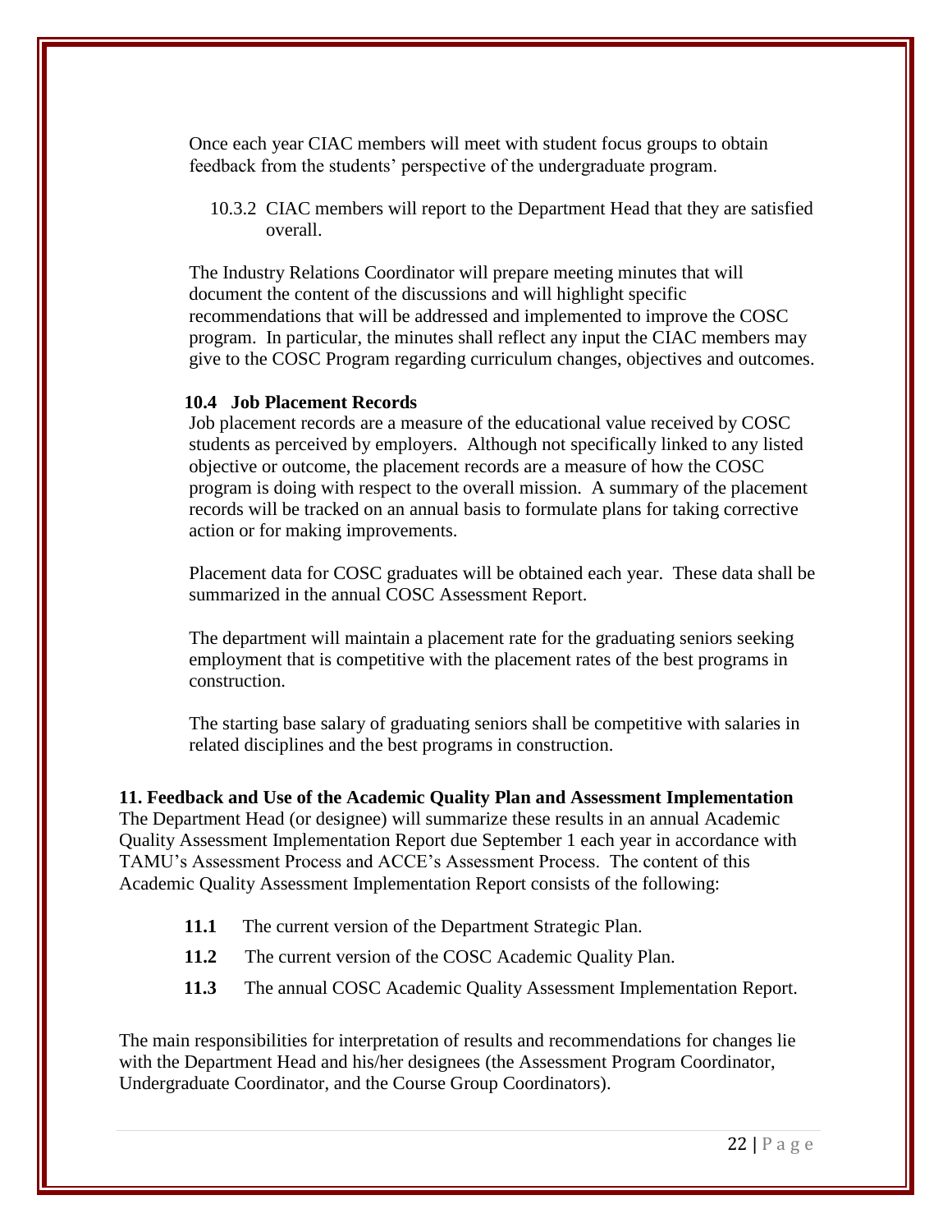Once each year CIAC members will meet with student focus groups to obtain feedback from the students' perspective of the undergraduate program.

10.3.2 CIAC members will report to the Department Head that they are satisfied overall.

The Industry Relations Coordinator will prepare meeting minutes that will document the content of the discussions and will highlight specific recommendations that will be addressed and implemented to improve the COSC program. In particular, the minutes shall reflect any input the CIAC members may give to the COSC Program regarding curriculum changes, objectives and outcomes.

### 10.4 Job Placement Records

Job placement records are a measure of the educational value received by COSC students as perceived by employers. Although not specifically linked to any listed objective or outcome, the placement records are a measure of how the COSC program is doing with respect to the overall mission. A summary of the placement records will be tracked on an annual basis to formulate plans for taking corrective action or for making improvements.

Placement data for COSC graduates will be obtained each year. These data shall be summarized in the annual COSC Assessment Report.

The department will maintain a placement rate for the graduating seniors seeking employment that is competitive with the placement rates of the best programs in construction.

The starting base salary of graduating seniors shall be competitive with salaries in related disciplines and the best programs in construction.

## 11. Feedback and Use of the Academic Quality Plan and Assessment Implementation

The Department Head (or designee) will summarize these results in an annual Academic Quality Assessment Implementation Report due September 1 each year in accordance with TAMU's Assessment Process and ACCE's Assessment Process. The content of this Academic Quality Assessment Implementation Report consists of the following:

- **11.1** The current version of the Department Strategic Plan.
- **11.2** The current version of the COSC Academic Quality Plan.
- **11.3** The annual COSC Academic Quality Assessment Implementation Report.

The main responsibilities for interpretation of results and recommendations for changes lie with the Department Head and his/her designees (the Assessment Program Coordinator, Undergraduate Coordinator, and the Course Group Coordinators).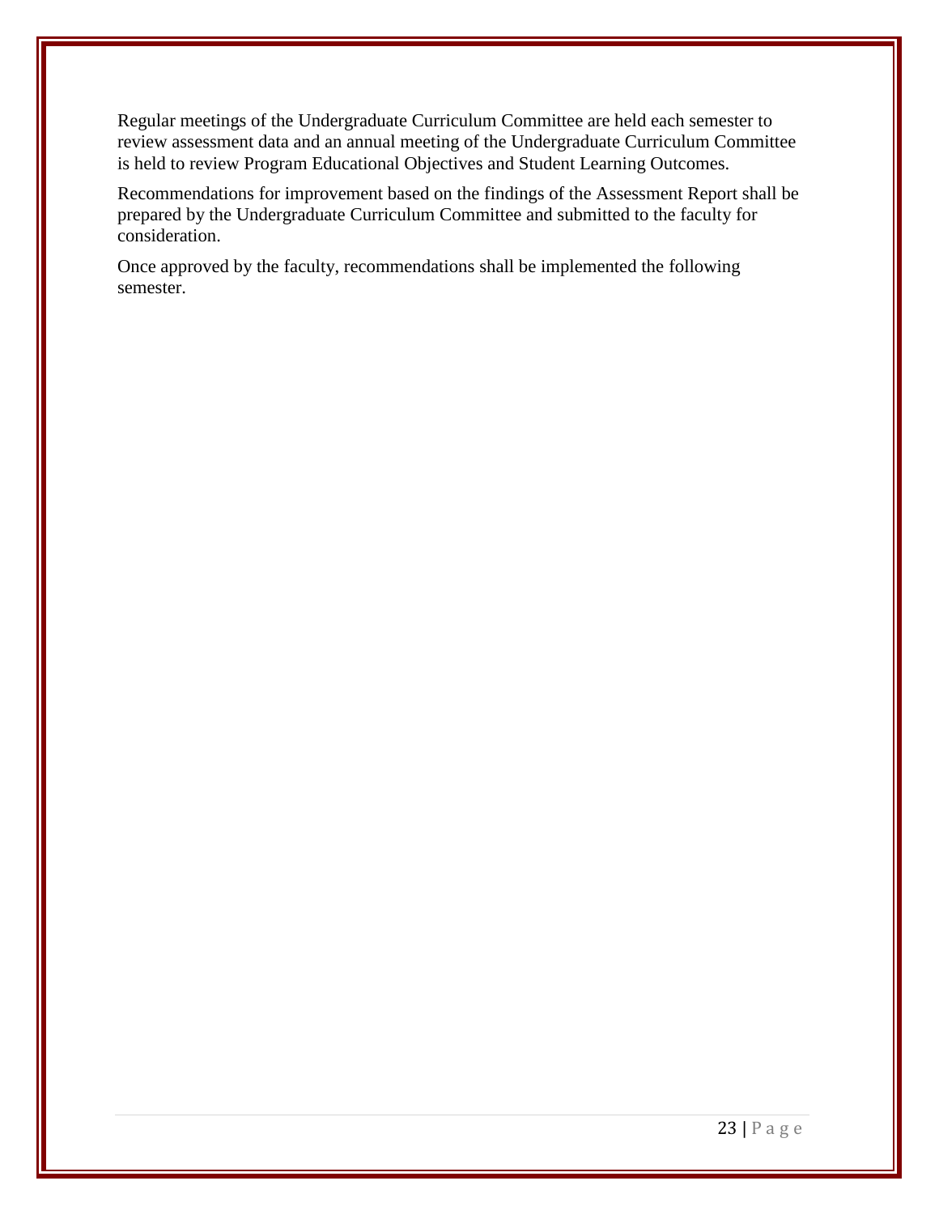Regular meetings of the Undergraduate Curriculum Committee are held each semester to review assessment data and an annual meeting of the Undergraduate Curriculum Committee is held to review Program Educational Objectives and Student Learning Outcomes.

Recommendations for improvement based on the findings of the Assessment Report shall be prepared by the Undergraduate Curriculum Committee and submitted to the faculty for consideration.

Once approved by the faculty, recommendations shall be implemented the following semester.